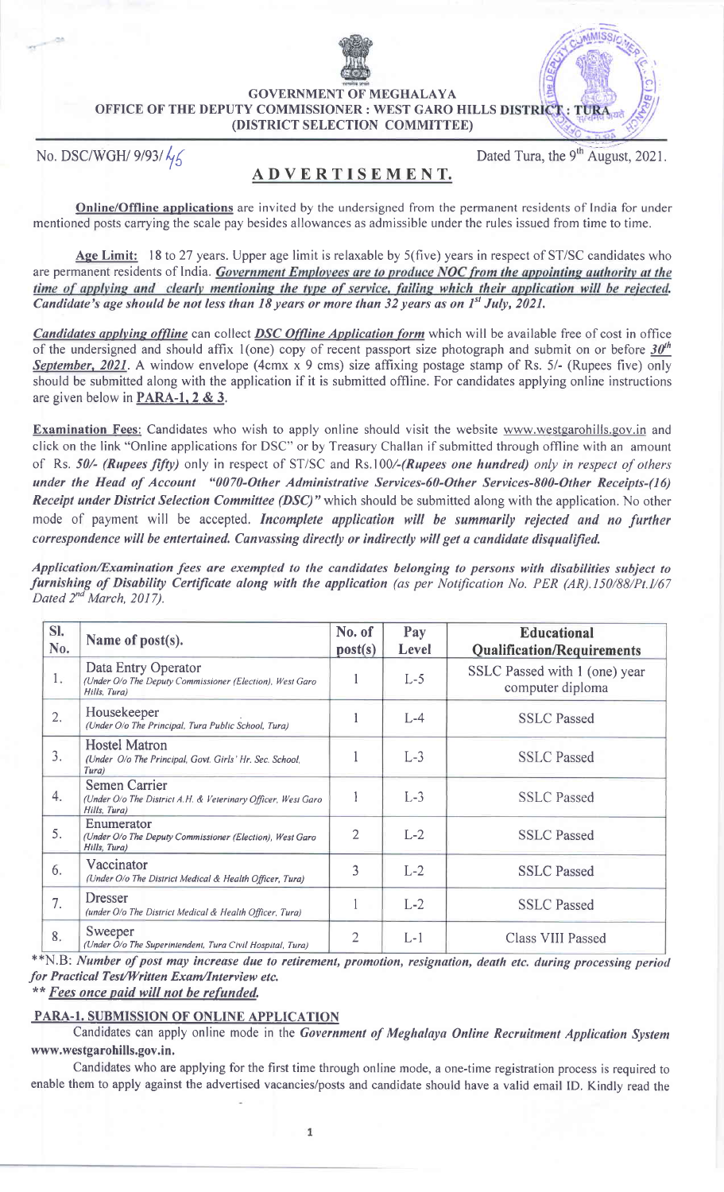**GOVERNMENT OF MEGHALAYA**
**OFFICE OF THE DEPUTY COMMISSIONER : WEST GARO HILLS DISTRICT : TURA**
**(DISTRICT SELECTION COMMITTEE)**

No. DSC/WGH/ 9/93/46

Dated Tura, the 9th August, 2021.

# ADVERTISEMENT.

**Online/Offline applications** are invited by the undersigned from the permanent residents of India for under mentioned posts carrying the scale pay besides allowances as admissible under the rules issued from time to time.

**Age Limit:** 18 to 27 years. Upper age limit is relaxable by 5(five) years in respect of ST/SC candidates who are permanent residents of India. ***Government Employees are to produce NOC from the appointing authority at the time of applying and clearly mentioning the type of service, failing which their application will be rejected. Candidate's age should be not less than 18 years or more than 32 years as on 1st July, 2021.***

***Candidates applying offline*** can collect ***DSC Offline Application form*** which will be available free of cost in office of the undersigned and should affix 1(one) copy of recent passport size photograph and submit on or before ***30th September, 2021***. A window envelope (4cmx x 9 cms) size affixing postage stamp of Rs. 5/- (Rupees five) only should be submitted along with the application if it is submitted offline. For candidates applying online instructions are given below in **PARA-1, 2 & 3**.

**Examination Fees:** Candidates who wish to apply online should visit the website www.westgarohills.gov.in and click on the link "Online applications for DSC" or by Treasury Challan if submitted through offline with an amount of Rs. ***50/- (Rupees fifty)*** only in respect of ST/SC and Rs.100/-*(Rupees one hundred) only in respect of others* ***under the Head of Account "0070-Other Administrative Services-60-Other Services-800-Other Receipts-(16) Receipt under District Selection Committee (DSC)"*** which should be submitted along with the application. No other mode of payment will be accepted. ***Incomplete application will be summarily rejected and no further correspondence will be entertained. Canvassing directly or indirectly will get a candidate disqualified.***

***Application/Examination fees are exempted to the candidates belonging to persons with disabilities subject to furnishing of Disability Certificate along with the application*** *(as per Notification No. PER (AR).150/88/Pt.I/67 Dated 2nd March, 2017).*

| Sl. No. | Name of post(s). | No. of post(s) | Pay Level | Educational Qualification/Requirements |
|---|---|---|---|---|
| 1. | Data Entry Operator *(Under O/o The Deputy Commissioner (Election), West Garo Hills, Tura)* | 1 | L-5 | SSLC Passed with 1 (one) year computer diploma |
| 2. | Housekeeper *(Under O/o The Principal, Tura Public School, Tura)* | 1 | L-4 | SSLC Passed |
| 3. | Hostel Matron *(Under O/o The Principal, Govt. Girls' Hr. Sec. School, Tura)* | 1 | L-3 | SSLC Passed |
| 4. | Semen Carrier *(Under O/o The District A.H. & Veterinary Officer, West Garo Hills, Tura)* | 1 | L-3 | SSLC Passed |
| 5. | Enumerator *(Under O/o The Deputy Commissioner (Election), West Garo Hills, Tura)* | 2 | L-2 | SSLC Passed |
| 6. | Vaccinator *(Under O/o The District Medical & Health Officer, Tura)* | 3 | L-2 | SSLC Passed |
| 7. | Dresser *(under O/o The District Medical & Health Officer, Tura)* | 1 | L-2 | SSLC Passed |
| 8. | Sweeper *(Under O/o The Superintendent, Tura Civil Hospital, Tura)* | 2 | L-1 | Class VIII Passed |

**N.B: *Number of post may increase due to retirement, promotion, resignation, death etc. during processing period for Practical Test/Written Exam/Interview etc.***

** ***Fees once paid will not be refunded.***

## PARA-1. SUBMISSION OF ONLINE APPLICATION

Candidates can apply online mode in the ***Government of Meghalaya Online Recruitment Application System*** **www.westgarohills.gov.in.**

Candidates who are applying for the first time through online mode, a one-time registration process is required to enable them to apply against the advertised vacancies/posts and candidate should have a valid email ID. Kindly read the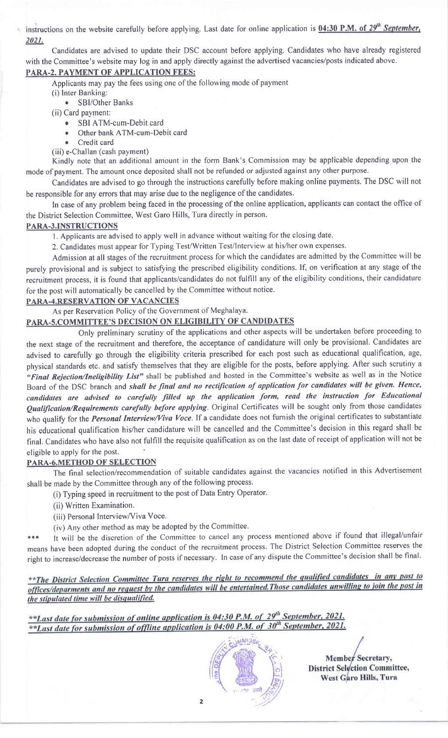instructions on the website carefully before applying. Last date for online application is **04:30 P.M. of 29th September, 2021.**

Candidates are advised to update their DSC account before applying. Candidates who have already registered with the Committee's website may log in and apply directly against the advertised vacancies/posts indicated above.

**PARA-2. PAYMENT OF APPLICATION FEES:**

Applicants may pay the fees using one of the following mode of payment

(i) Inter Banking:

- SBI/Other Banks

(ii) Card payment:

- SBI ATM-cum-Debit card
- Other bank ATM-cum-Debit card
- Credit card

(iii) e-Challan (cash payment)

Kindly note that an additional amount in the form Bank's Commission may be applicable depending upon the mode of payment. The amount once deposited shall not be refunded or adjusted against any other purpose.

Candidates are advised to go through the instructions carefully before making online payments. The DSC will not be responsible for any errors that may arise due to the negligence of the candidates.

In case of any problem being faced in the processing of the online application, applicants can contact the office of the District Selection Committee, West Garo Hills, Tura directly in person.

**PARA-3.INSTRUCTIONS**

1. Applicants are advised to apply well in advance without waiting for the closing date.

2. Candidates must appear for Typing Test/Written Test/Interview at his/her own expenses.

Admission at all stages of the recruitment process for which the candidates are admitted by the Committee will be purely provisional and is subject to satisfying the prescribed eligibility conditions. If, on verification at any stage of the recruitment process, it is found that applicants/candidates do not fulfill any of the eligibility conditions, their candidature for the post will automatically be cancelled by the Committee without notice.

**PARA-4.RESERVATION OF VACANCIES**

As per Reservation Policy of the Government of Meghalaya.

**PARA-5.COMMITTEE'S DECISION ON ELIGIBILITY OF CANDIDATES**

Only preliminary scrutiny of the applications and other aspects will be undertaken before proceeding to the next stage of the recruitment and therefore, the acceptance of candidature will only be provisional. Candidates are advised to carefully go through the eligibility criteria prescribed for each post such as educational qualification, age, physical standards etc. and satisfy themselves that they are eligible for the posts, before applying. After such scrutiny a ***"Final Rejection/Ineligibility List"*** shall be published and hosted in the Committee's website as well as in the Notice Board of the DSC branch and ***shall be final and no rectification of application for candidates will be given. Hence, candidates are advised to carefully filled up the application form, read the instruction for Educational Qualification/Requirements carefully before applying***. Original Certificates will be sought only from those candidates who qualify for the ***Personal Interview/Viva Voce***. If a candidate does not furnish the original certificates to substantiate his educational qualification his/her candidature will be cancelled and the Committee's decision in this regard shall be final. Candidates who have also not fulfill the requisite qualification as on the last date of receipt of application will not be eligible to apply for the post.

**PARA-6.METHOD OF SELECTION**

The final selection/recommendation of suitable candidates against the vacancies notified in this Advertisement shall be made by the Committee through any of the following process.

(i) Typing speed in recruitment to the post of Data Entry Operator.

(ii) Written Examination.

(iii) Personal Interview/Viva Voce.

(iv) Any other method as may be adopted by the Committee.

*** It will be the discretion of the Committee to cancel any process mentioned above if found that illegal/unfair means have been adopted during the conduct of the recruitment process. The District Selection Committee reserves the right to increase/decrease the number of posts if necessary. In case of any dispute the Committee's decision shall be final.

***\*\*The District Selection Committee Tura reserves the right to recommend the qualified candidates in any post to offices/deparments and no request by the candidates will be entertained.Those candidates unwilling to join the post in the stipulated time will be disqualified.***

***\*\*Last date for submission of online application is 04:30 P.M. of 29th September, 2021.***
***\*\*Last date for submission of offline application is 04:00 P.M. of 30th September, 2021.***

**Member Secretary,**
**District Selection Committee,**
**West Garo Hills, Tura**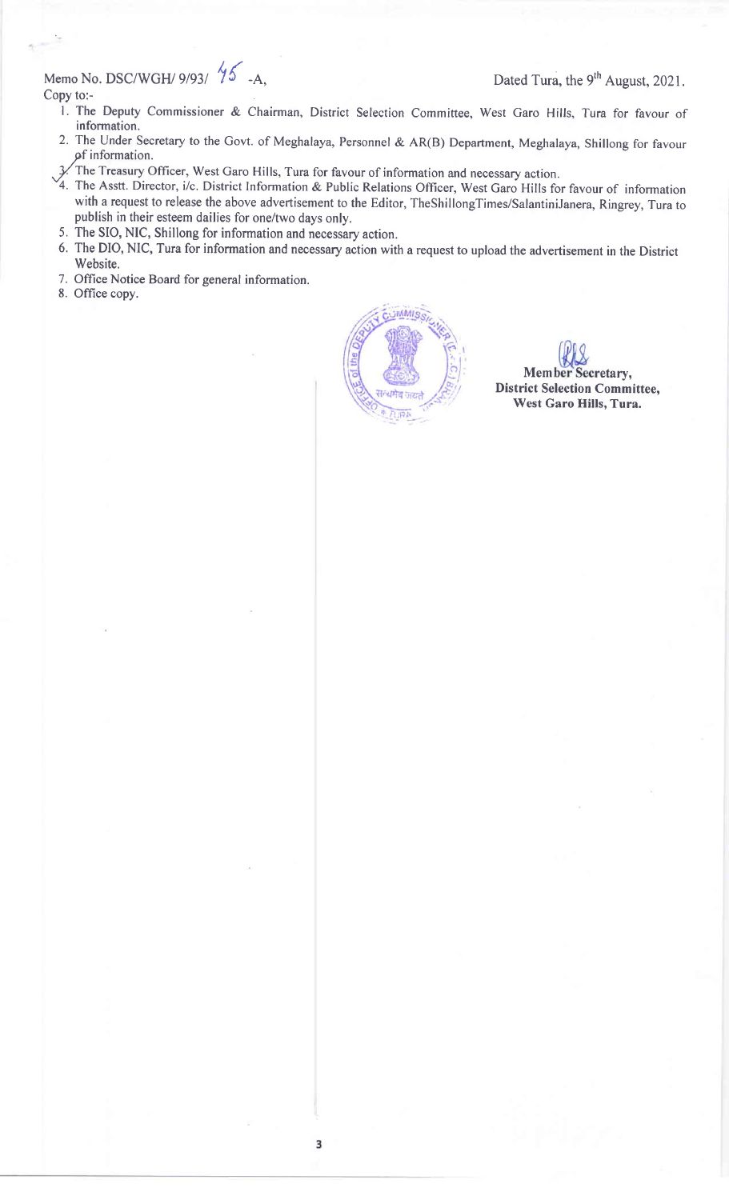Memo No. DSC/WGH/ 9/93/ 45 -A, Dated Tura, the 9th August, 2021.

Copy to:-

1. The Deputy Commissioner & Chairman, District Selection Committee, West Garo Hills, Tura for favour of information.
2. The Under Secretary to the Govt. of Meghalaya, Personnel & AR(B) Department, Meghalaya, Shillong for favour of information.
3. The Treasury Officer, West Garo Hills, Tura for favour of information and necessary action.
4. The Asstt. Director, i/c. District Information & Public Relations Officer, West Garo Hills for favour of information with a request to release the above advertisement to the Editor, TheShillongTimes/SalantiniJanera, Ringrey, Tura to publish in their esteem dailies for one/two days only.
5. The SIO, NIC, Shillong for information and necessary action.
6. The DIO, NIC, Tura for information and necessary action with a request to upload the advertisement in the District Website.
7. Office Notice Board for general information.
8. Office copy.

**Member Secretary,**
**District Selection Committee,**
**West Garo Hills, Tura.**